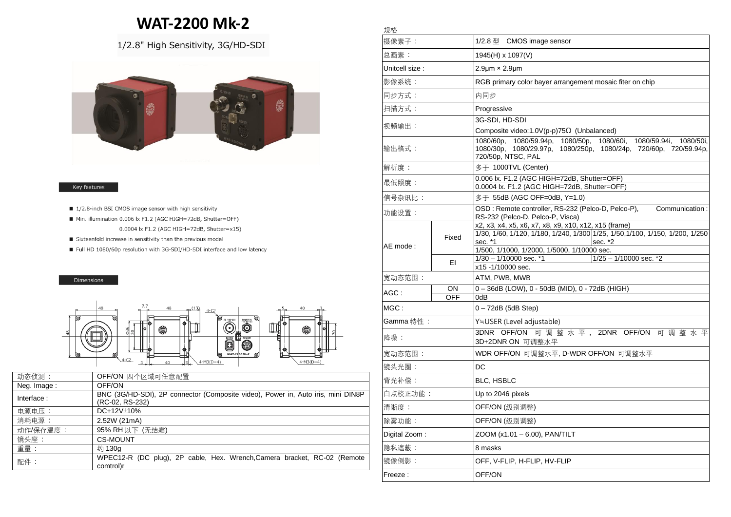# WAT-2200 Mk-2

1/2.8" High Sensitivity, 3G/HD-SDI

Key features

- 1/2.8-inch BSI CMOS image sensor with high sensitivity
- Min. illumination 0.006 lx F1.2 (AGC HIGH=72dB, Shutter=OFF)
  0.0004 lx F1.2 (AGC HIGH=72dB, Shutter=x15)
- Sixteenfold increase in sensitivity than the previous model
- Full HD 1080/60p resolution with 3G-SDI/HD-SDI interface and low latency

Dimensions

| | |
|---|---|
| 动态侦测： | OFF/ON 四个区域可任意配置 |
| Neg. Image : | OFF/ON |
| Interface : | BNC (3G/HD-SDI), 2P connector (Composite video), Power in, Auto iris, mini DIN8P (RC-02, RS-232) |
| 电源电压： | DC+12V±10% |
| 消耗电源： | 2.52W (21mA) |
| 动作/保存温度： | 95% RH 以下 (无结霜) |
| 镜头座： | CS-MOUNT |
| 重量： | 约 130g |
| 配件： | WPEC12-R (DC plug), 2P cable, Hex. Wrench,Camera bracket, RC-02 (Remote comtrol)r |

规格

| | | | |
|---|---|---|---|
| 摄像素子： | | 1/2.8 型　CMOS image sensor | |
| 总画素： | | 1945(H) x 1097(V) | |
| Unitcell size : | | 2.9μm × 2.9μm | |
| 影像系统： | | RGB primary color bayer arrangement mosaic fiter on chip | |
| 同步方式： | | 内同步 | |
| 扫描方式： | | Progressive | |
| 视频输出： | | 3G-SDI, HD-SDI | |
| | | Composite video:1.0V(p-p)75Ω (Unbalanced) | |
| 输出格式： | | 1080/60p, 1080/59.94p, 1080/50p, 1080/60i, 1080/59.94i, 1080/50i, 1080/30p, 1080/29.97p, 1080/250p, 1080/24p, 720/60p, 720/59.94p, 720/50p, NTSC, PAL | |
| 解析度： | | 多于 1000TVL (Center) | |
| 最低照度： | | 0.006 lx. F1.2 (AGC HIGH=72dB, Shutter=OFF) | |
| | | 0.0004 lx. F1.2 (AGC HIGH=72dB, Shutter=OFF) | |
| 信号杂讯比： | | 多于 55dB (AGC OFF=0dB, Y=1.0) | |
| 功能设置： | | OSD : Remote controller, RS-232 (Pelco-D, Pelco-P), Communication : RS-232 (Pelco-D, Pelco-P, Visca) | |
| AE mode : | Fixed | x2, x3, x4, x5, x6, x7, x8, x9, x10, x12, x15 (frame) | |
| | | 1/30, 1/60, 1/120, 1/180, 1/240, 1/300 sec. *1 | 1/25, 1/50,1/100, 1/150, 1/200, 1/250 sec. *2 |
| | | 1/500, 1/1000, 1/2000, 1/5000, 1/10000 sec. | |
| | EI | 1/30 – 1/10000 sec. *1 | 1/25 – 1/10000 sec. *2 |
| | | x15 -1/10000 sec. | |
| 宽动态范围： | | ATM, PWB, MWB | |
| AGC : | ON | 0 – 36dB (LOW), 0 - 50dB (MID), 0 - 72dB (HIGH) | |
| | OFF | 0dB | |
| MGC : | | 0 – 72dB (5dB Step) | |
| Gamma 特性： | | Y≒USER (Level adjustable) | |
| 降噪： | | 3DNR OFF/ON 可调整水平, 2DNR OFF/ON 可调整水平 3D+2DNR ON 可调整水平 | |
| 宽动态范围： | | WDR OFF/ON 可调整水平, D-WDR OFF/ON 可调整水平 | |
| 镜头光圈： | | DC | |
| 背光补偿： | | BLC, HSBLC | |
| 白点校正功能： | | Up to 2046 pixels | |
| 清晰度： | | OFF/ON (级别调整) | |
| 除雾功能： | | OFF/ON (级别调整) | |
| Digital Zoom : | | ZOOM (x1.01 – 6.00), PAN/TILT | |
| 隐私遮蔽： | | 8 masks | |
| 镜像倒影： | | OFF, V-FLIP, H-FLIP, HV-FLIP | |
| Freeze : | | OFF/ON | |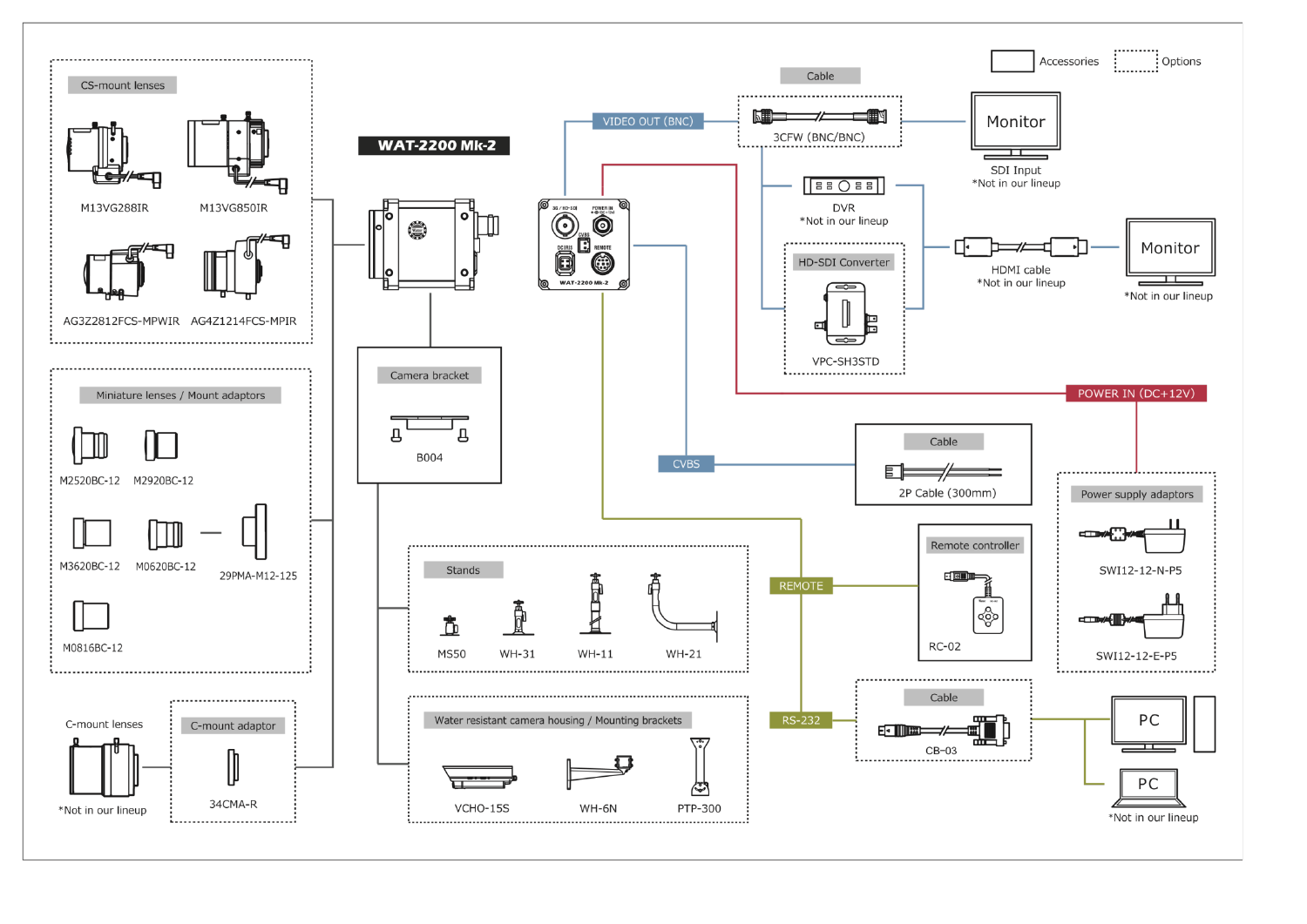Accessories
Options

CS-mount lenses

M13VG288IR
M13VG850IR
AG3Z2812FCS-MPWIR
AG4Z1214FCS-MPIR

WAT-2200 Mk-2

VIDEO OUT (BNC)

Cable

3CFW (BNC/BNC)

Monitor

SDI Input
*Not in our lineup

DVR
*Not in our lineup

HD-SDI Converter

VPC-SH3STD

HDMI cable
*Not in our lineup

Monitor

*Not in our lineup

POWER IN (DC+12V)

Miniature lenses / Mount adaptors

M2520BC-12
M2920BC-12
M3620BC-12
M0620BC-12
29PMA-M12-125
M0816BC-12

Camera bracket

B004

CVBS

Cable

2P Cable (300mm)

Power supply adaptors

SWI12-12-N-P5
SWI12-12-E-P5

Stands

MS50
WH-31
WH-11
WH-21

REMOTE

Remote controller

RC-02

RS-232

Cable

CB-03

PC

PC

*Not in our lineup

C-mount lenses

*Not in our lineup

C-mount adaptor

34CMA-R

Water resistant camera housing / Mounting brackets

VCHO-15S
WH-6N
PTP-300